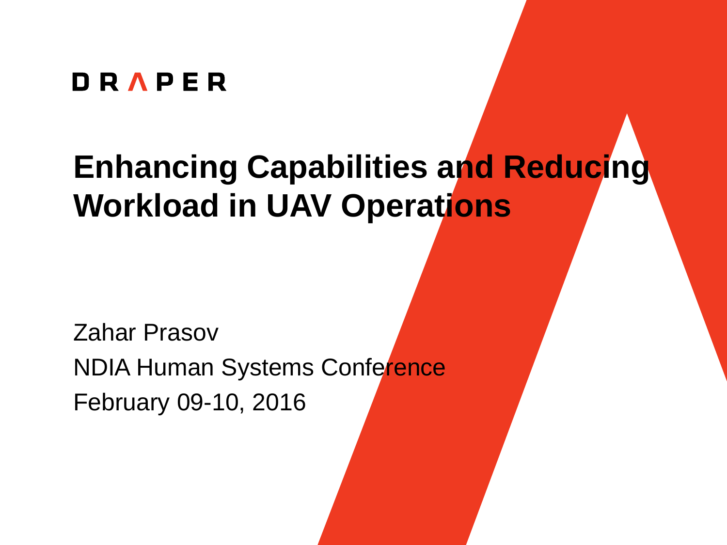DRAPER

# Enhancing Capabilities and Reducing Workload in UAV Operations

Zahar Prasov

NDIA Human Systems Conference

February 09-10, 2016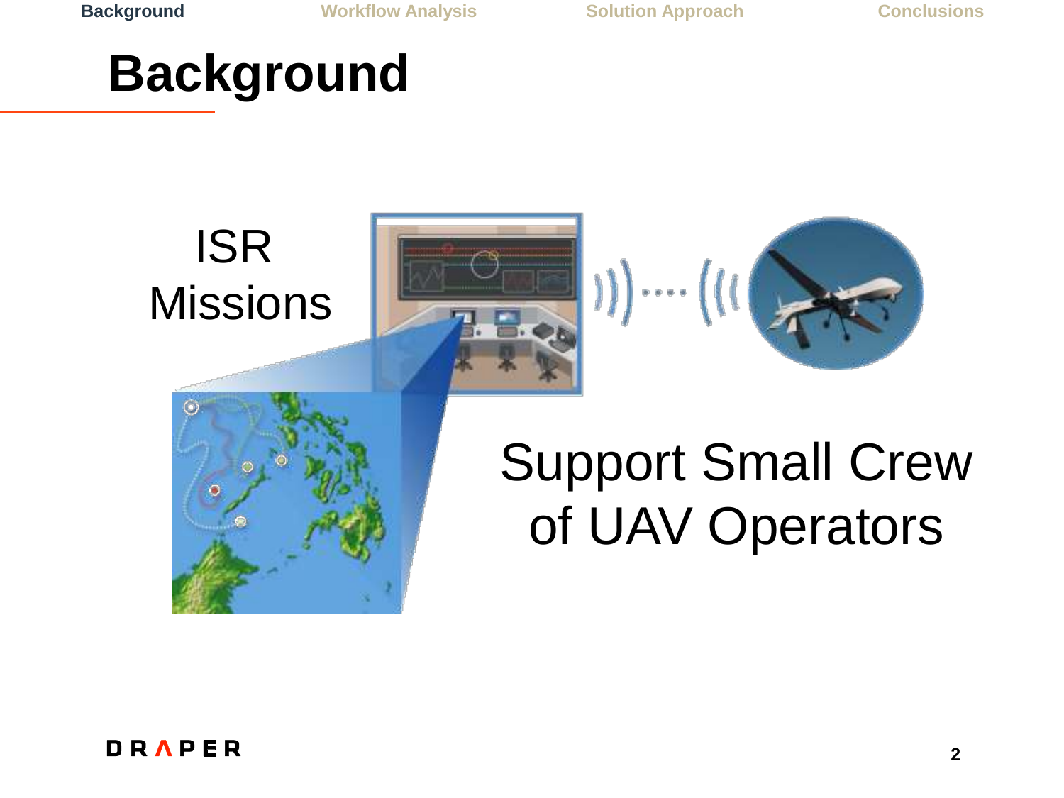# Background

ISR Missions

Support Small Crew of UAV Operators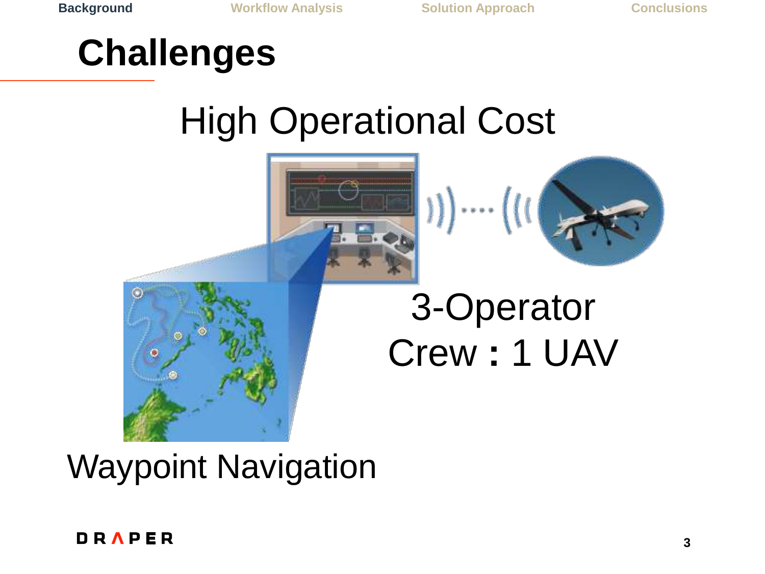# Challenges

High Operational Cost

3-Operator Crew : 1 UAV

Waypoint Navigation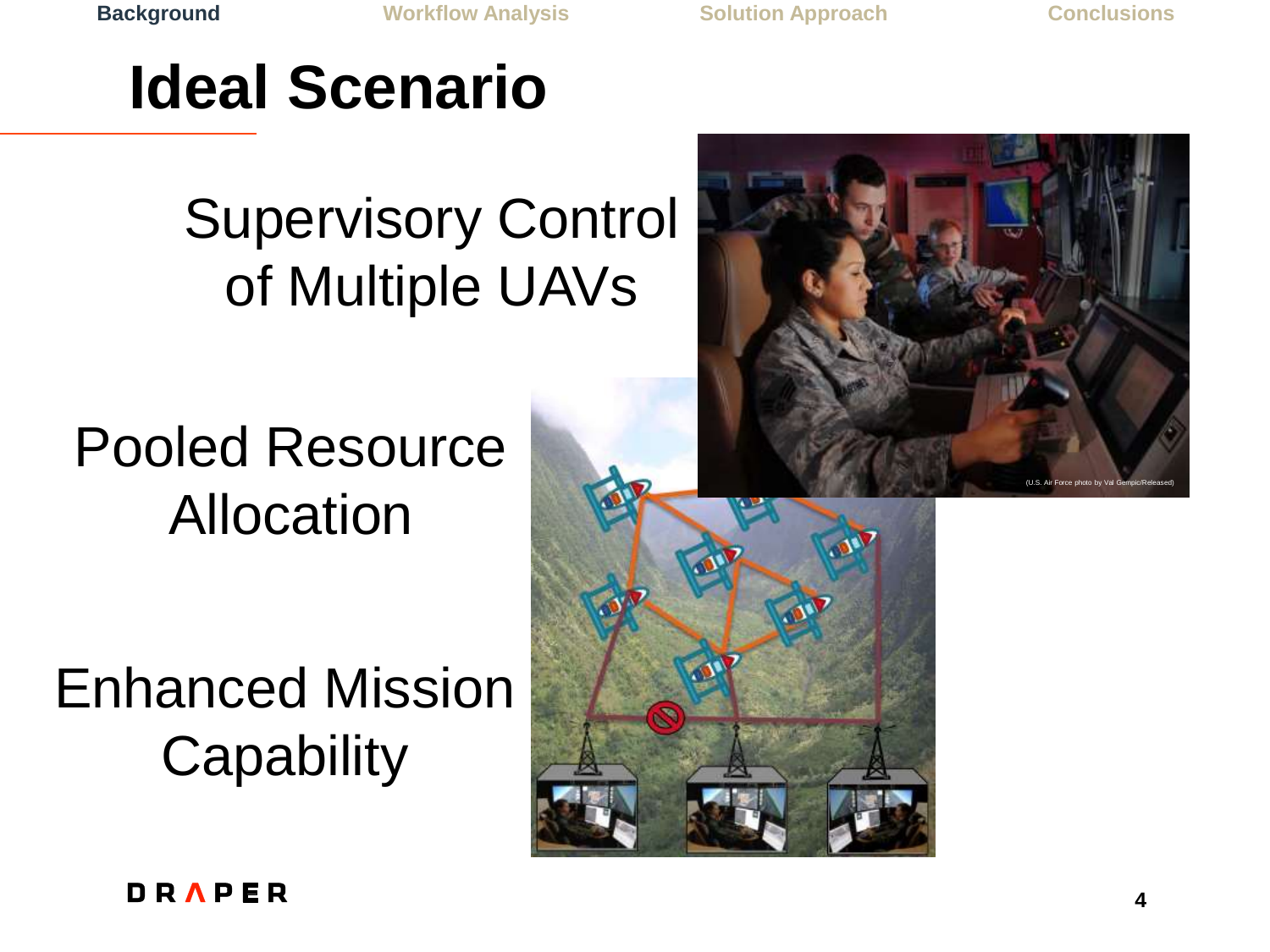# Ideal Scenario

Supervisory Control of Multiple UAVs

Pooled Resource Allocation

Enhanced Mission Capability

(U.S. Air Force photo by Val Gempis/Released)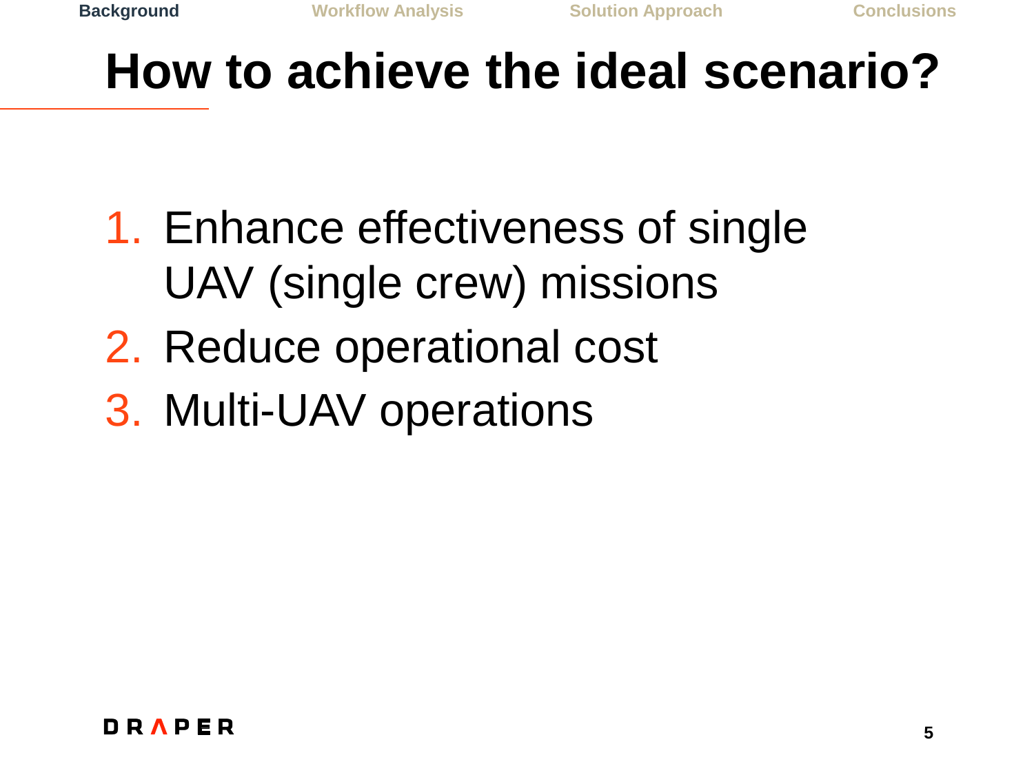# How to achieve the ideal scenario?

1. Enhance effectiveness of single UAV (single crew) missions
2. Reduce operational cost
3. Multi-UAV operations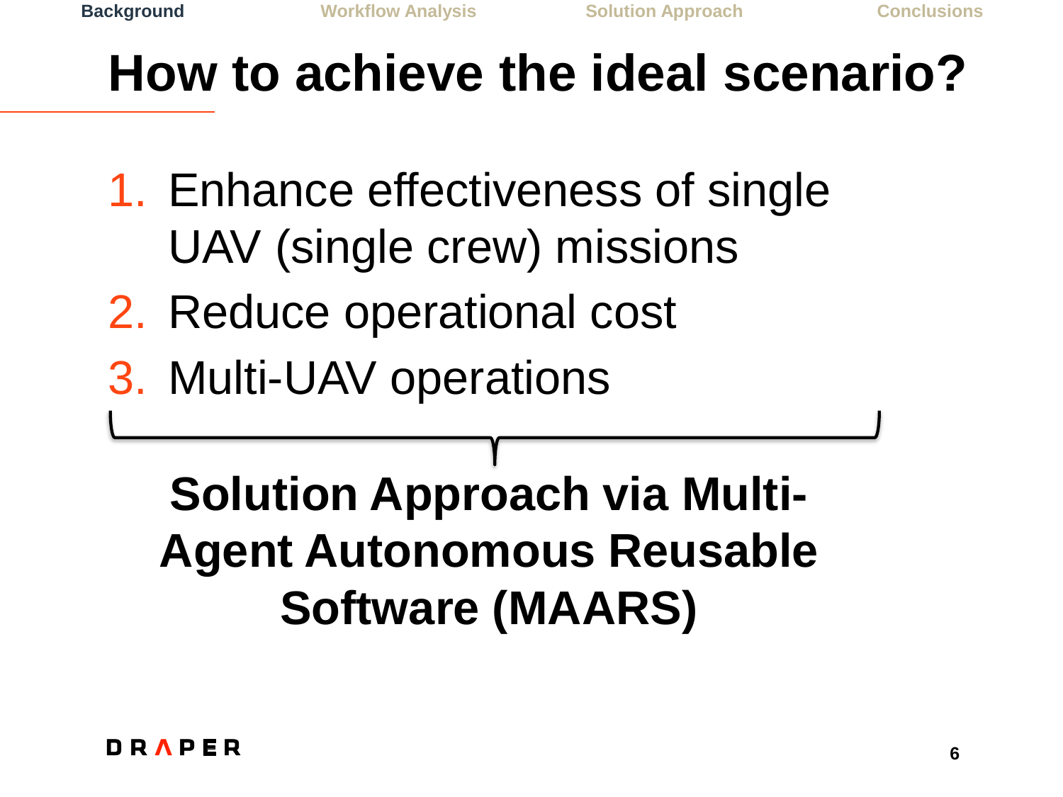# How to achieve the ideal scenario?

1. Enhance effectiveness of single UAV (single crew) missions
2. Reduce operational cost
3. Multi-UAV operations

**Solution Approach via Multi-Agent Autonomous Reusable Software (MAARS)**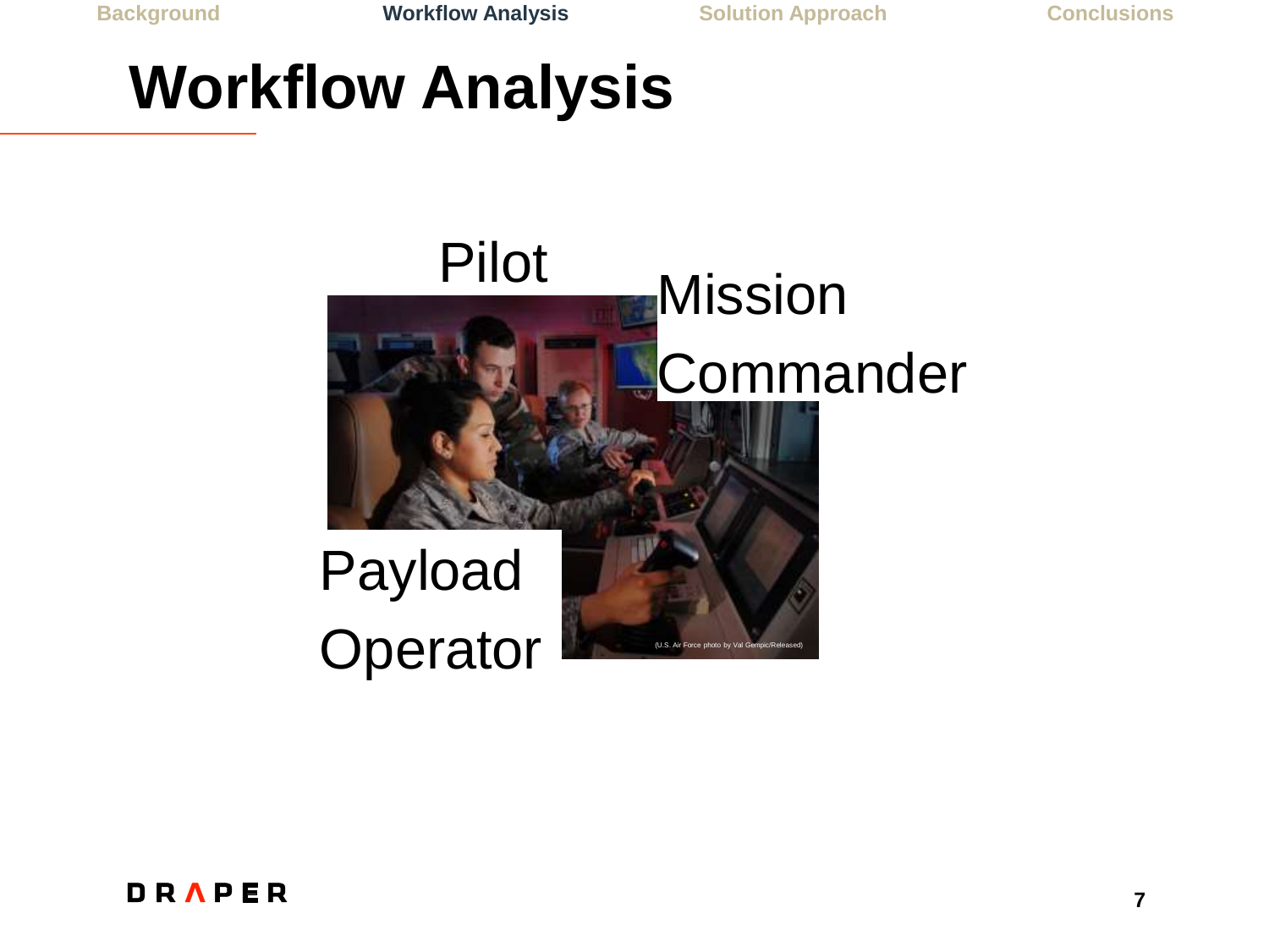# Workflow Analysis

Pilot

Mission Commander

Payload Operator

(U.S. Air Force photo by Val Gempic/Released)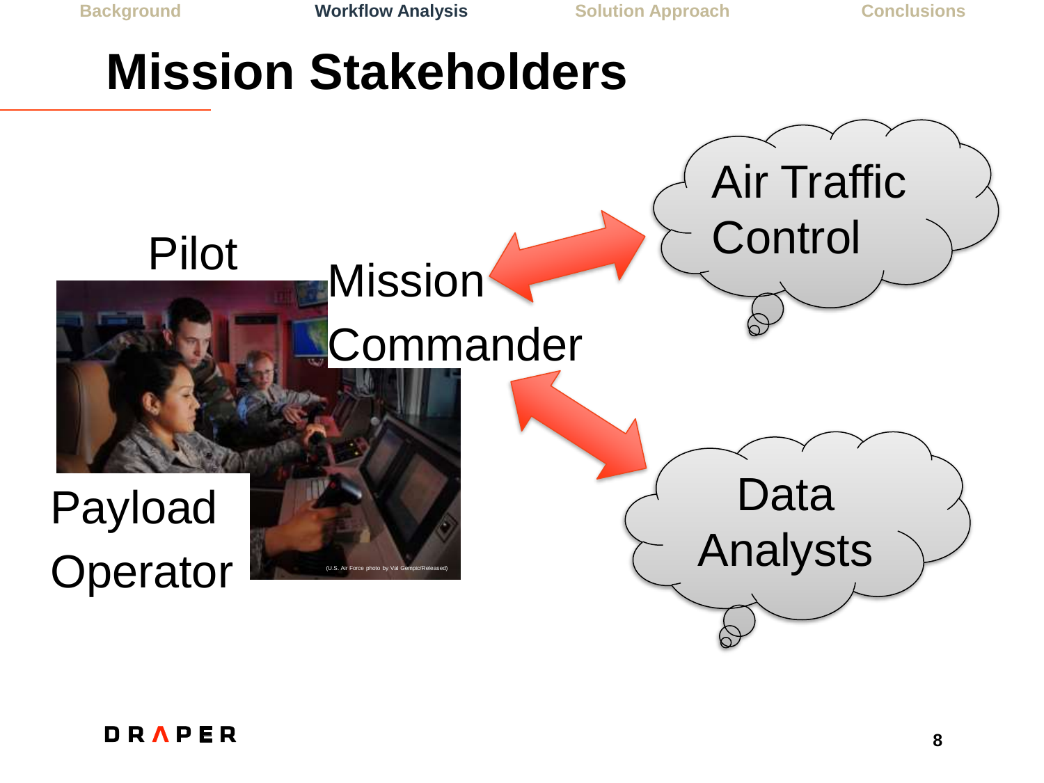# Mission Stakeholders

Pilot

Mission Commander

Payload Operator

(U.S. Air Force photo by Val Gempis/Released)

Air Traffic Control

Data Analysts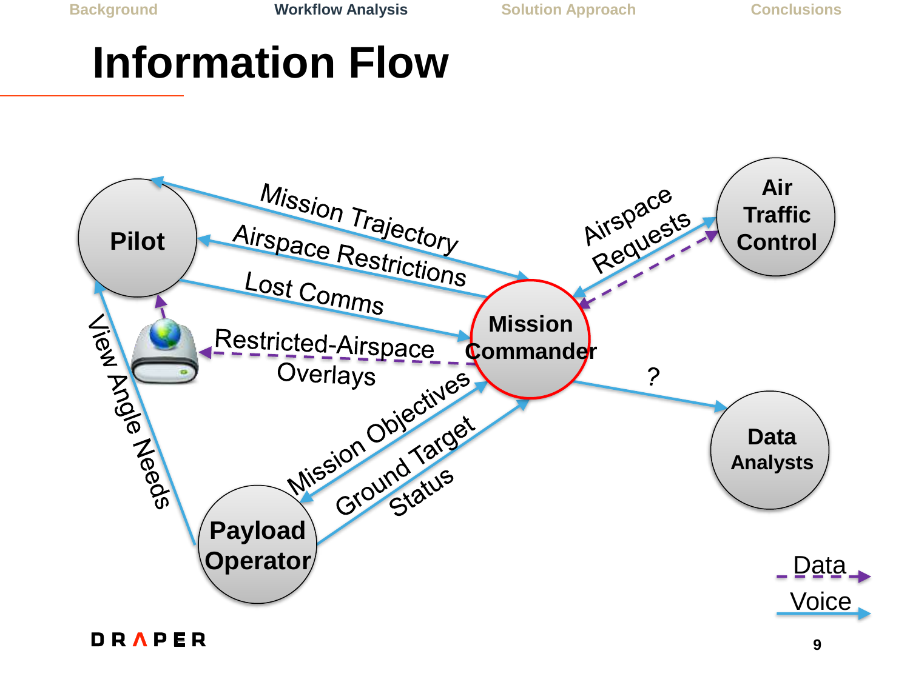# Information Flow

Pilot

Mission Commander

Air Traffic Control

Data Analysts

Payload Operator

Mission Trajectory

Airspace Restrictions

Lost Comms

Restricted-Airspace Overlays

Airspace Requests

?

Mission Objectives

Ground Target Status

View Angle Needs

Data

Voice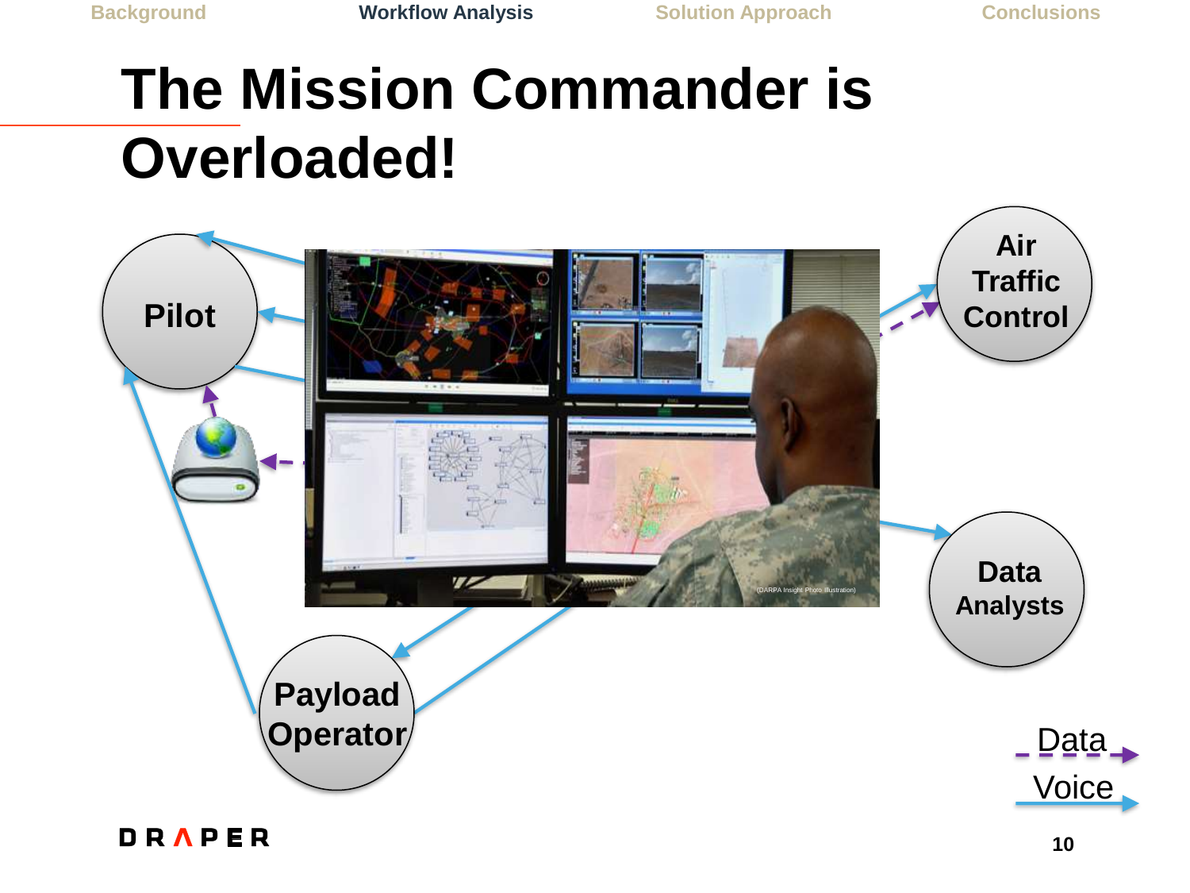# The Mission Commander is Overloaded!

Pilot

Air Traffic Control

Data Analysts

Payload Operator

(DARPA Insight Photo Illustration)

Data

Voice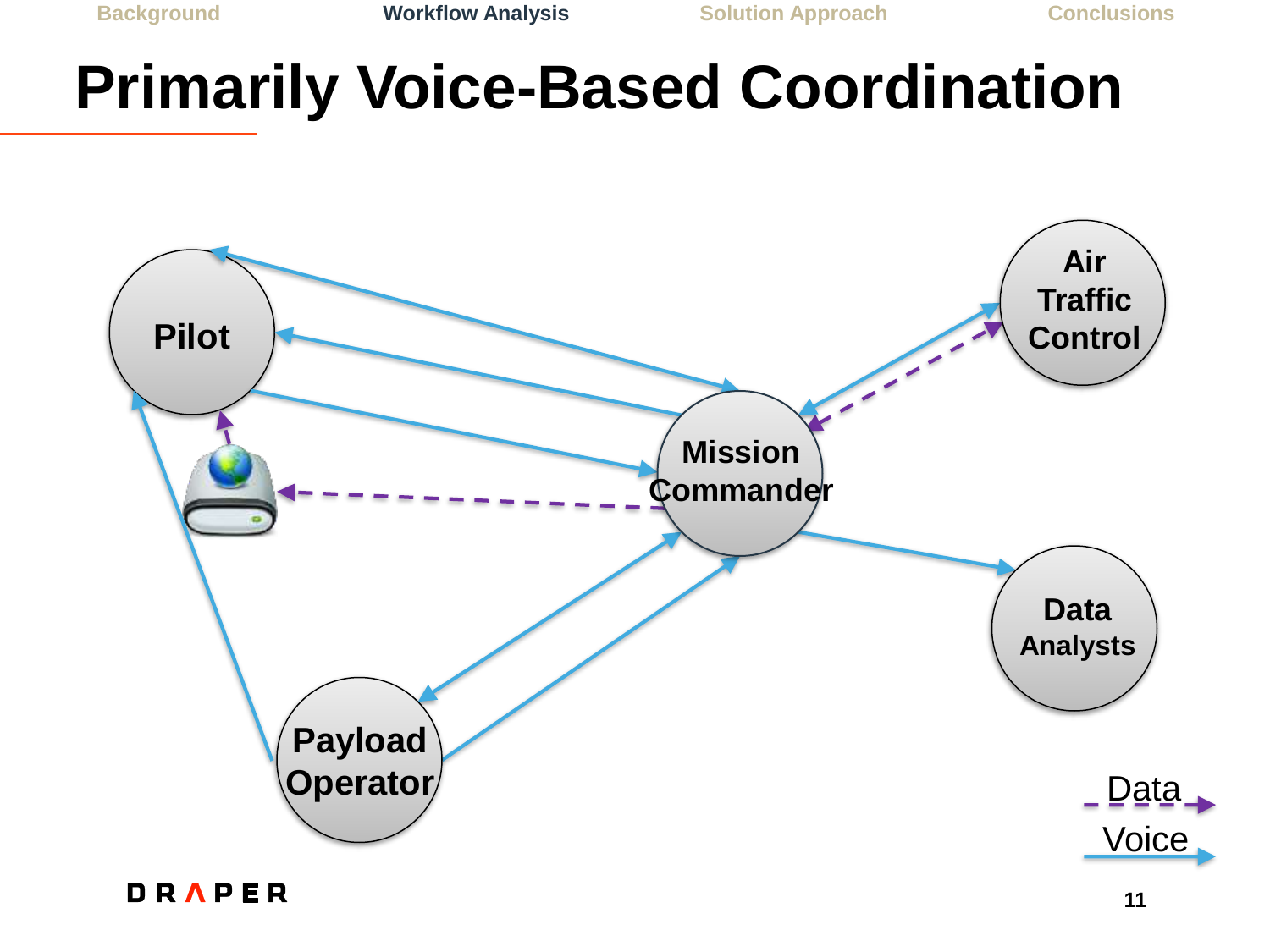# Primarily Voice-Based Coordination

Pilot

Mission Commander

Air Traffic Control

Data Analysts

Payload Operator

Data

Voice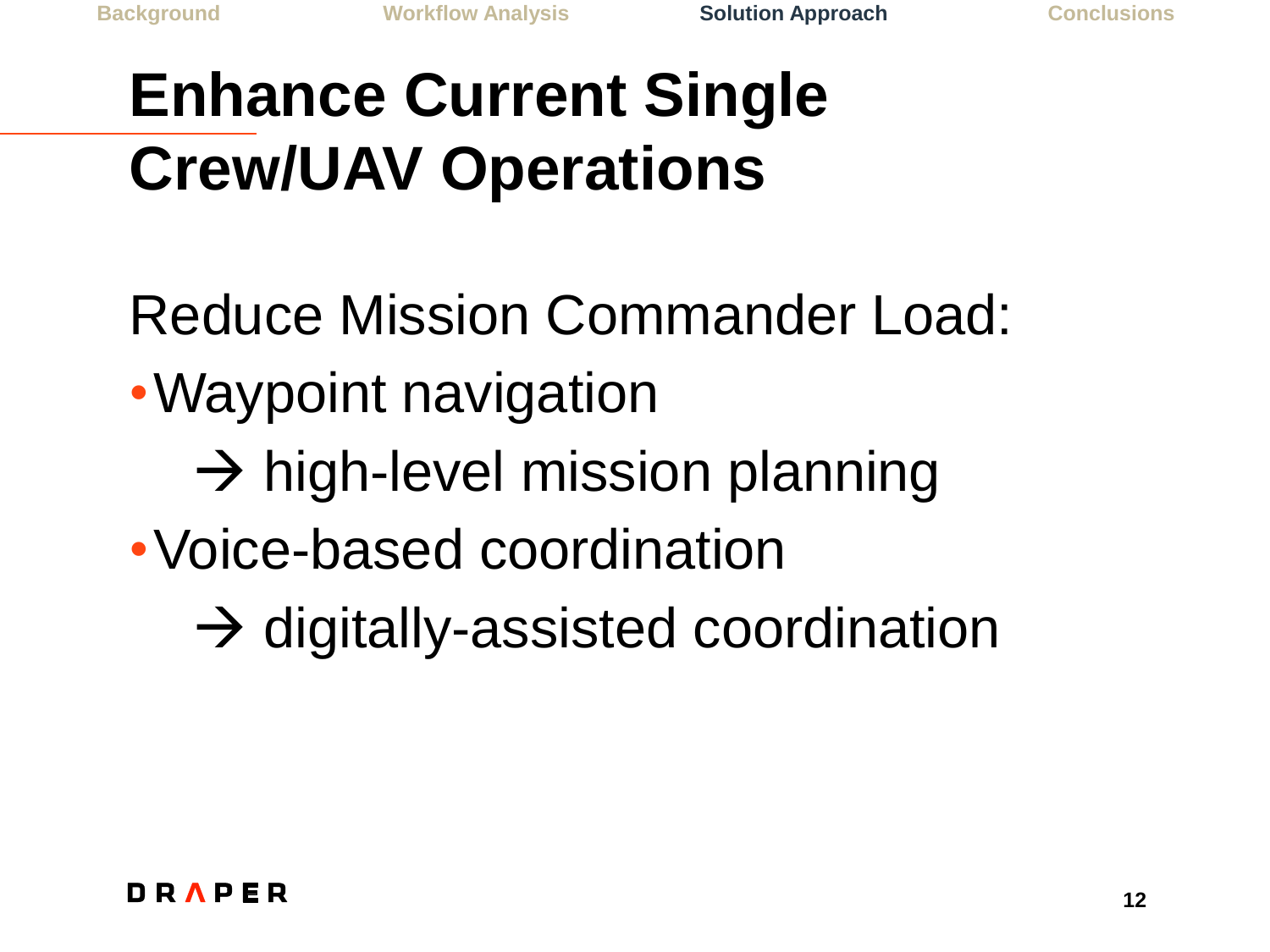# Enhance Current Single Crew/UAV Operations

Reduce Mission Commander Load:

- Waypoint navigation
  → high-level mission planning
- Voice-based coordination
  → digitally-assisted coordination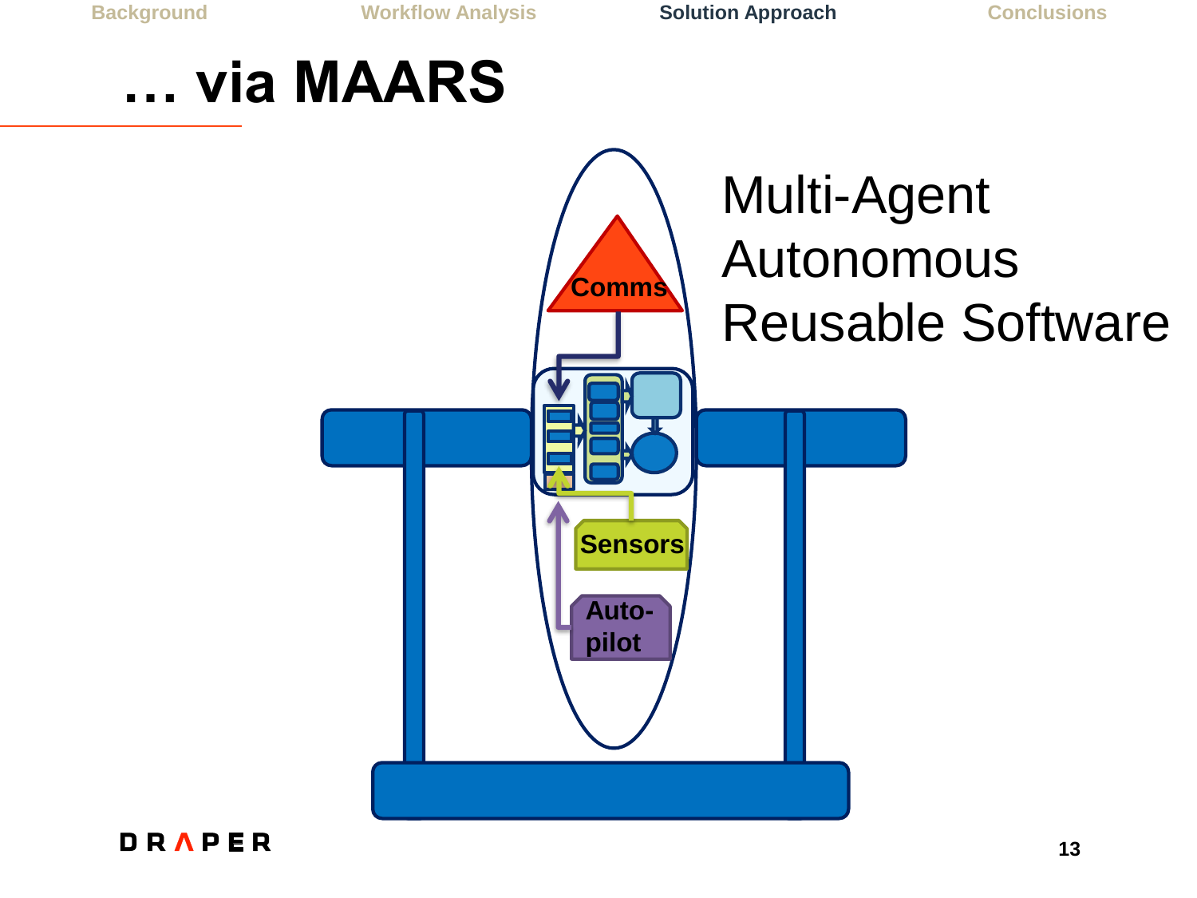# … via MAARS

Multi-Agent Autonomous Reusable Software

Comms

Sensors

Auto-pilot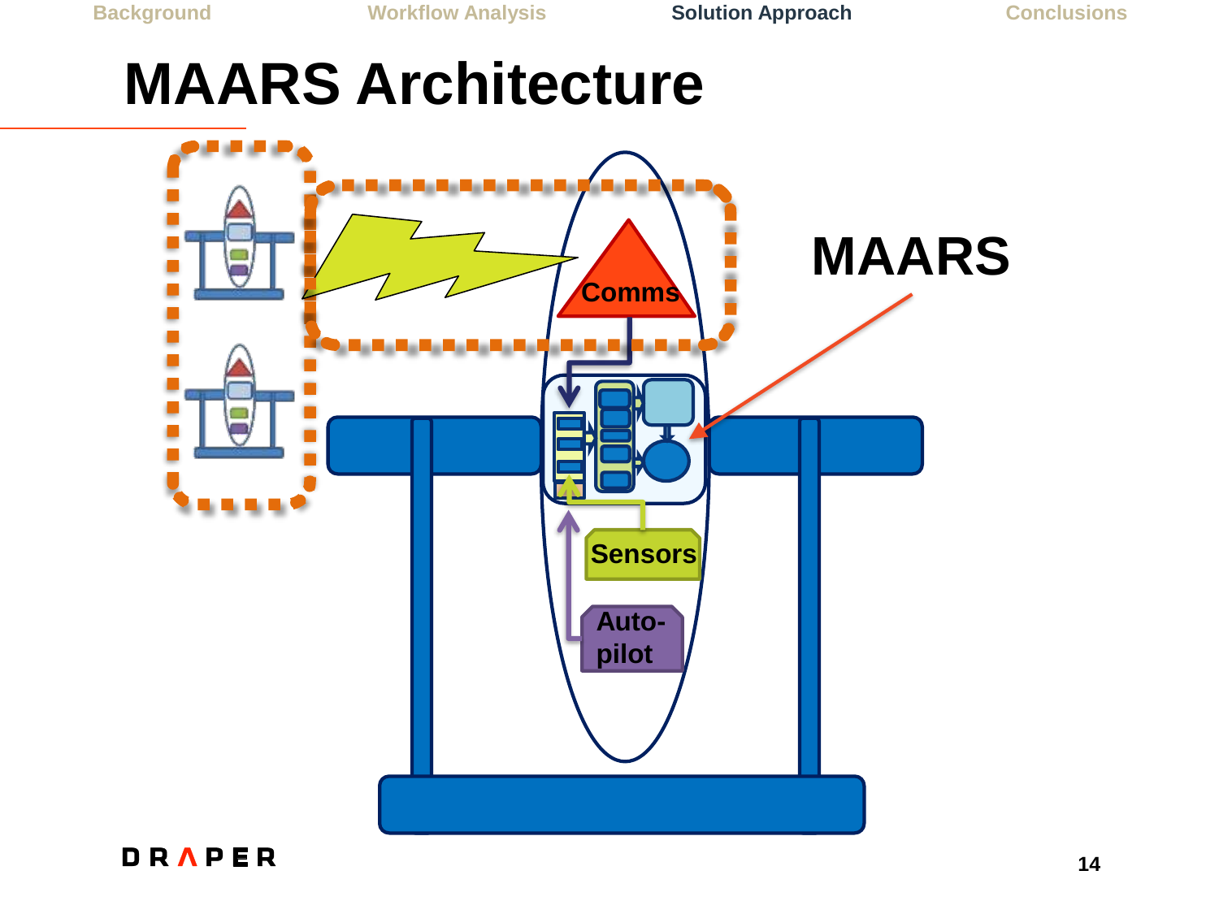# MAARS Architecture

MAARS

Comms

Sensors

Auto-pilot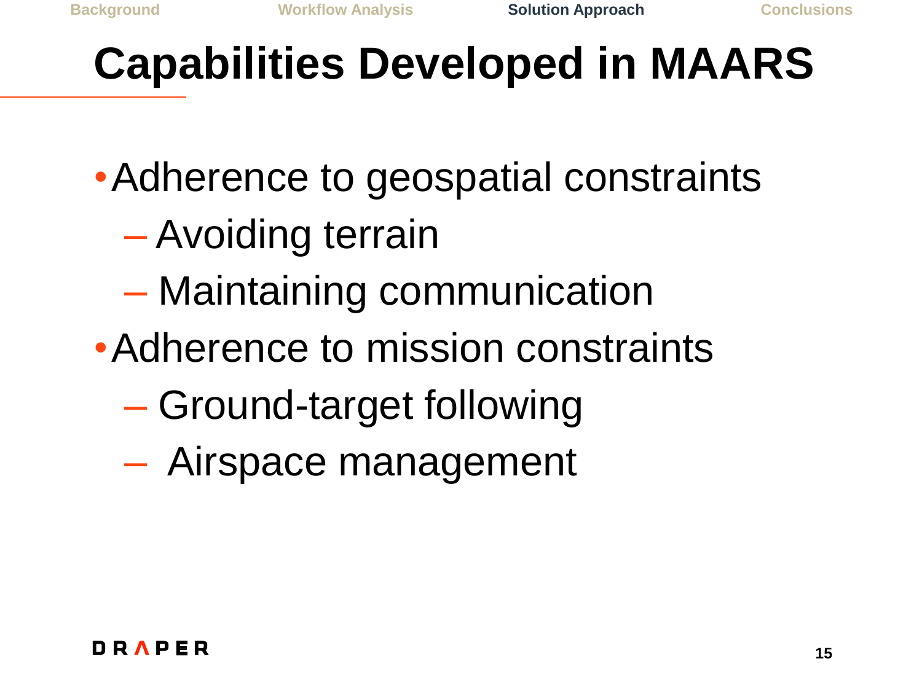# Capabilities Developed in MAARS

- Adherence to geospatial constraints
  - Avoiding terrain
  - Maintaining communication
- Adherence to mission constraints
  - Ground-target following
  - Airspace management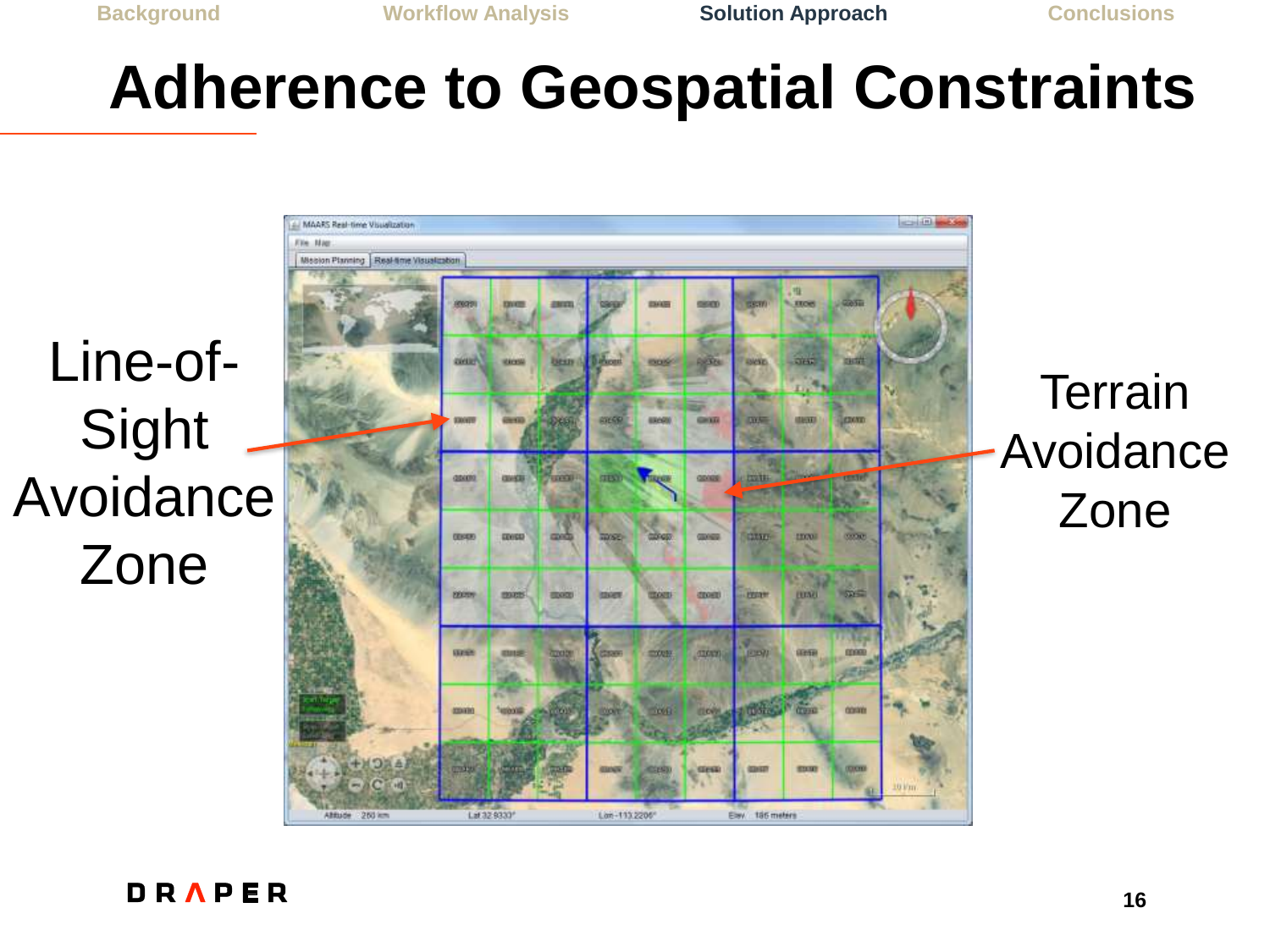# Adherence to Geospatial Constraints

Line-of-Sight Avoidance Zone

Terrain Avoidance Zone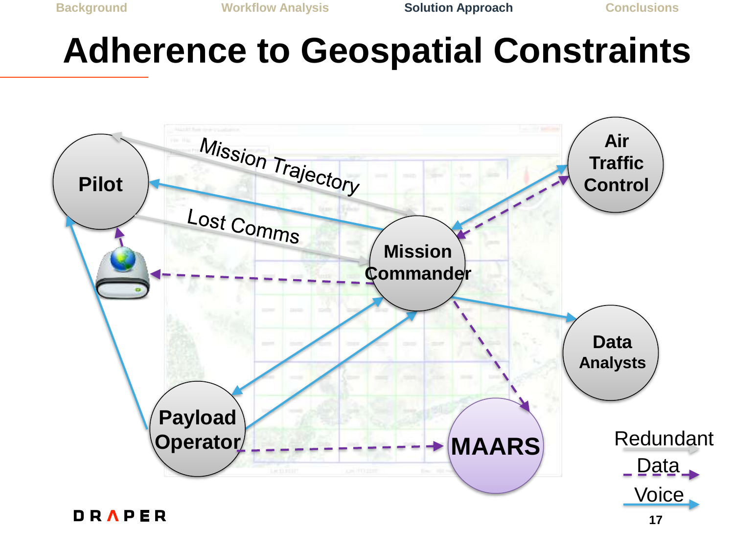# Adherence to Geospatial Constraints

Pilot

Air Traffic Control

Mission Trajectory

Lost Comms

Mission Commander

Data Analysts

Payload Operator

MAARS

Redundant

Data

Voice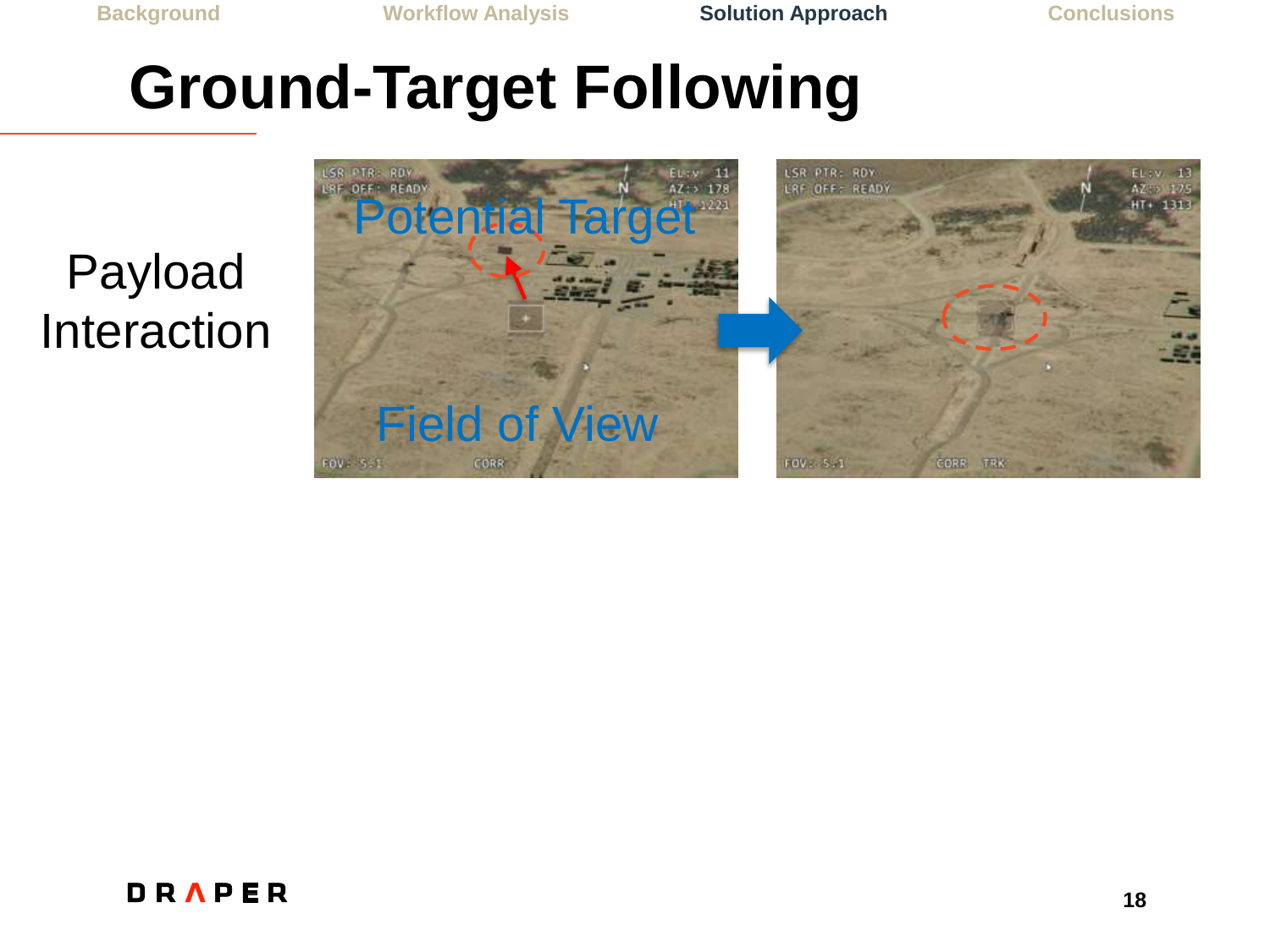# Ground-Target Following

Payload Interaction

Potential Target

Field of View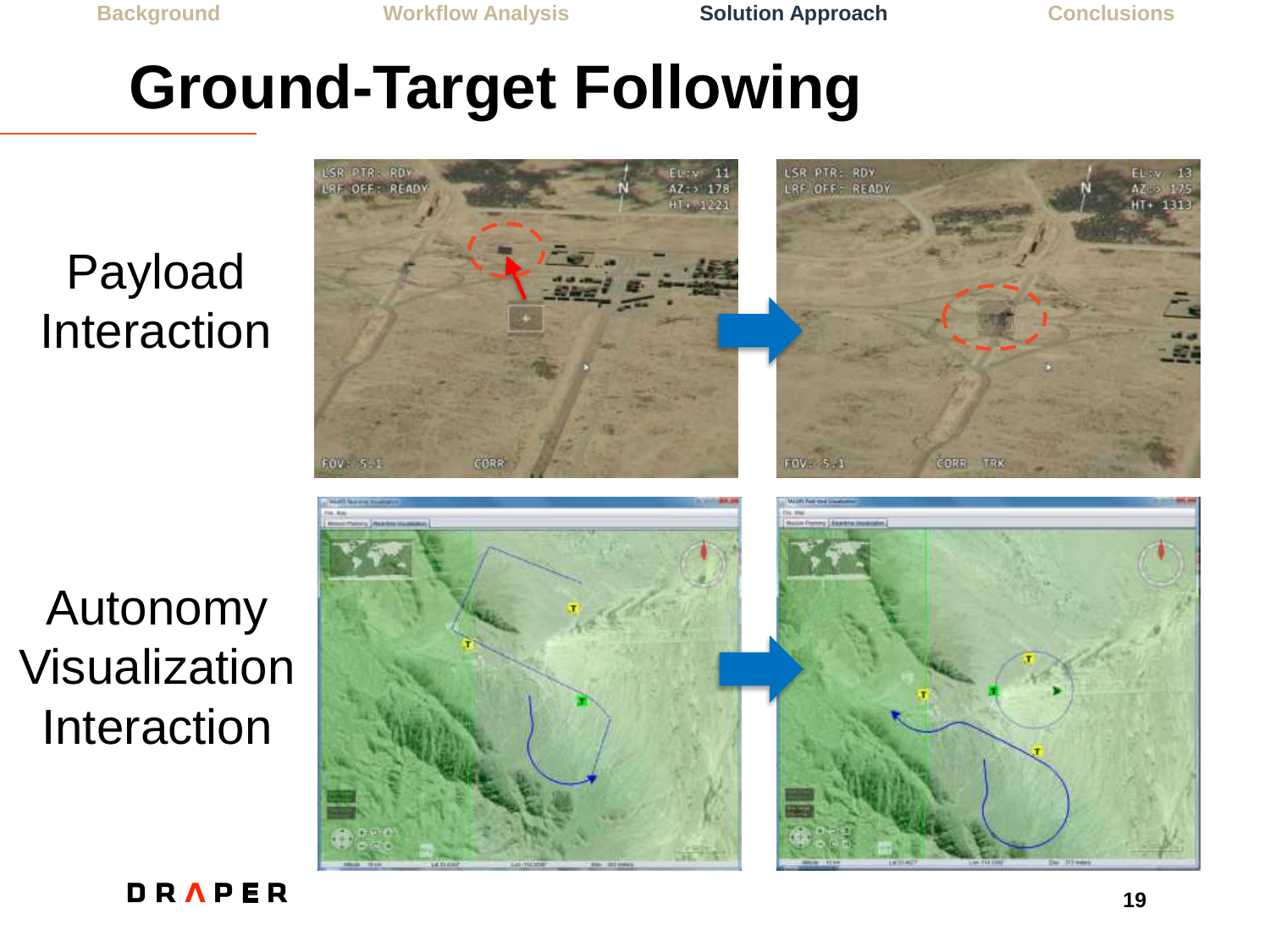# Ground-Target Following

Payload Interaction

Autonomy Visualization Interaction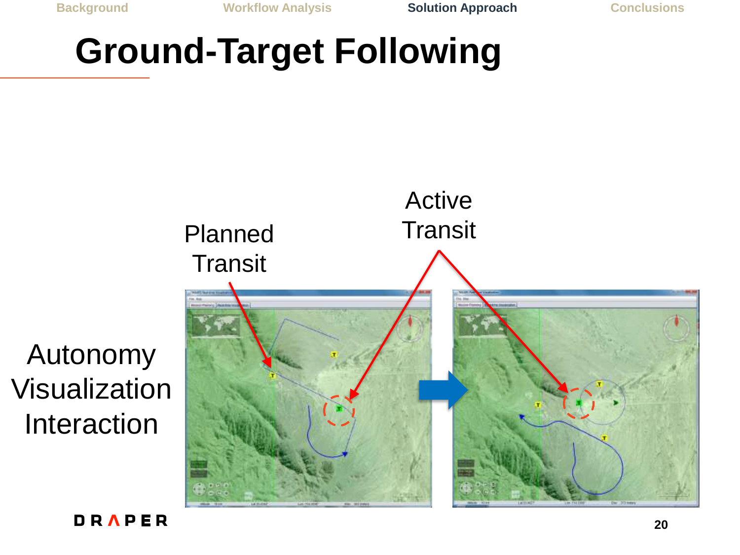# Ground-Target Following

Planned Transit

Active Transit

Autonomy Visualization Interaction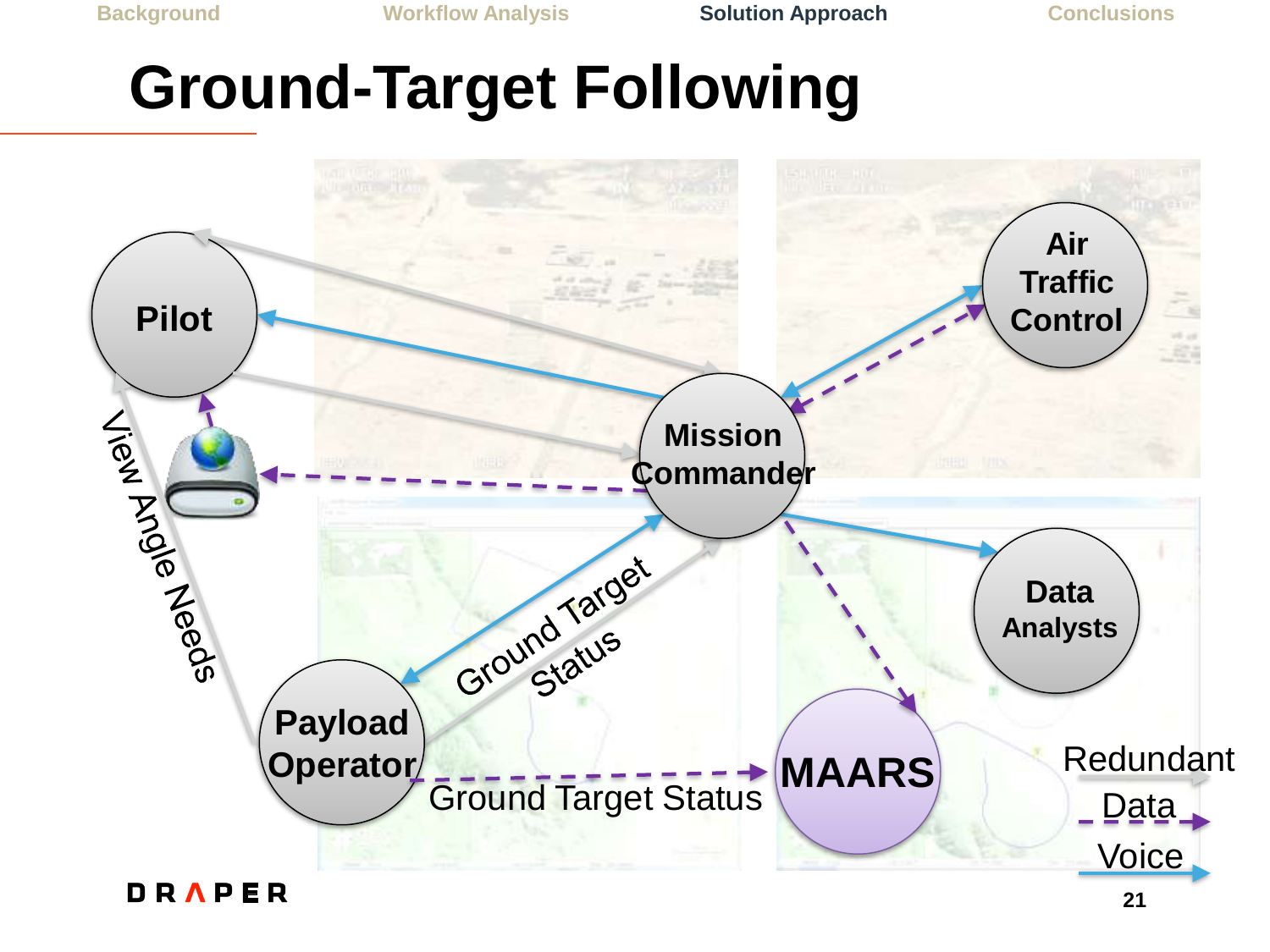# Ground-Target Following

Pilot

Mission Commander

Air Traffic Control

Data Analysts

Payload Operator

MAARS

View Angle Needs

Ground Target Status

Ground Target Status

Redundant

Data

Voice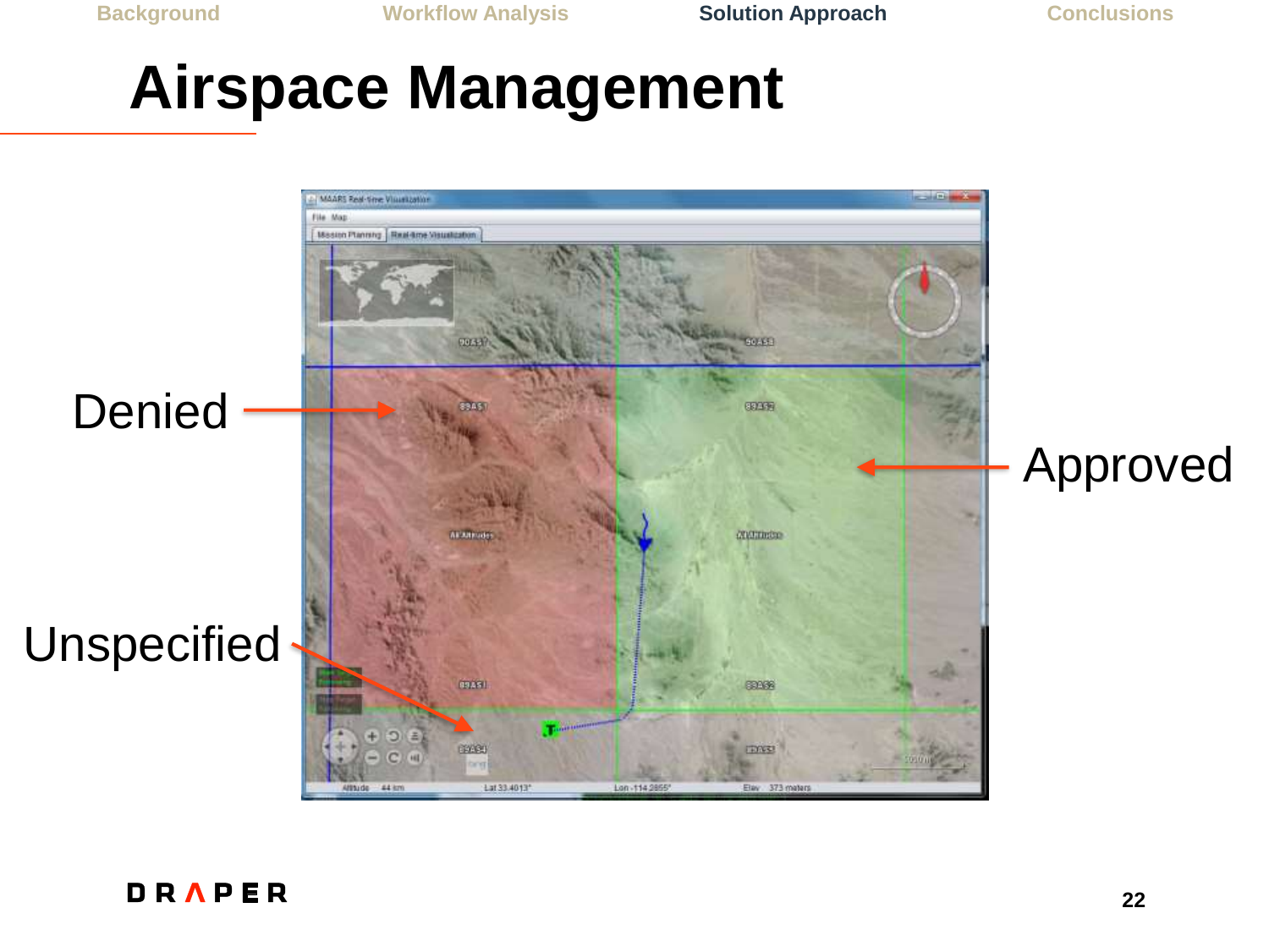# Airspace Management

Denied

Approved

Unspecified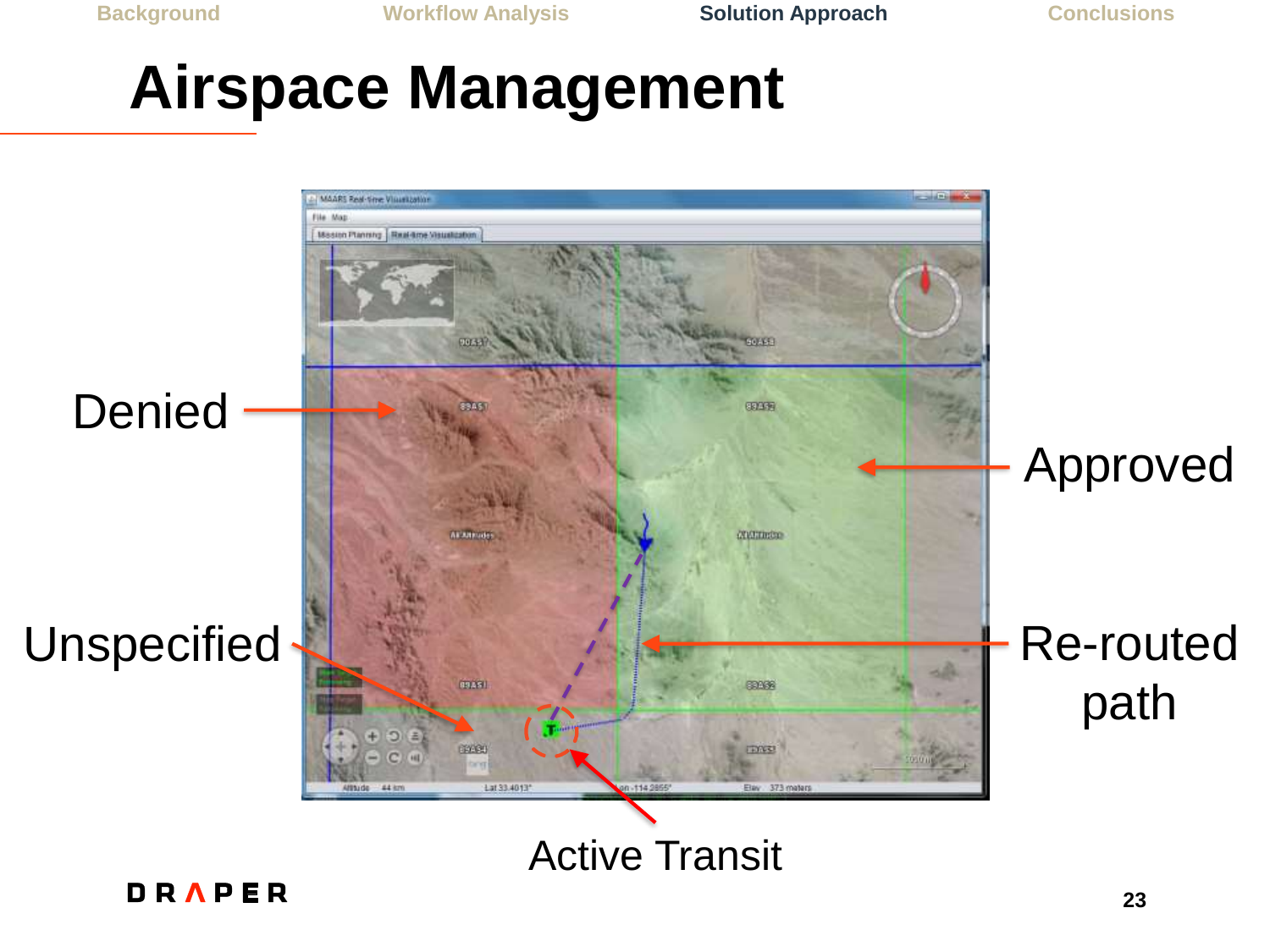# Airspace Management

Denied

Approved

Unspecified

Re-routed path

Active Transit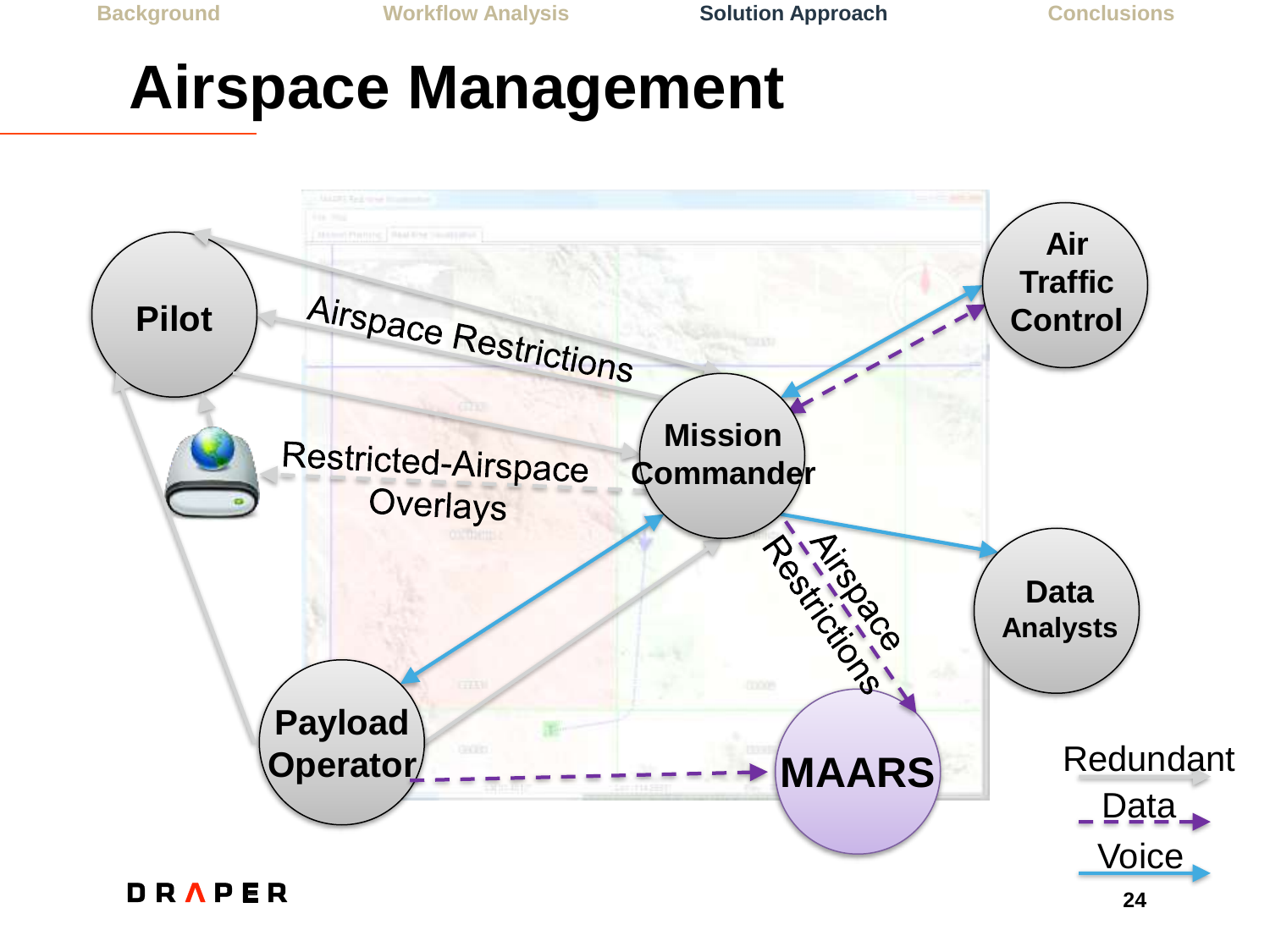# Airspace Management

Pilot

Air Traffic Control

Airspace Restrictions

Mission Commander

Restricted-Airspace Overlays

Data Analysts

Airspace Restrictions

Payload Operator

MAARS

Redundant

Data

Voice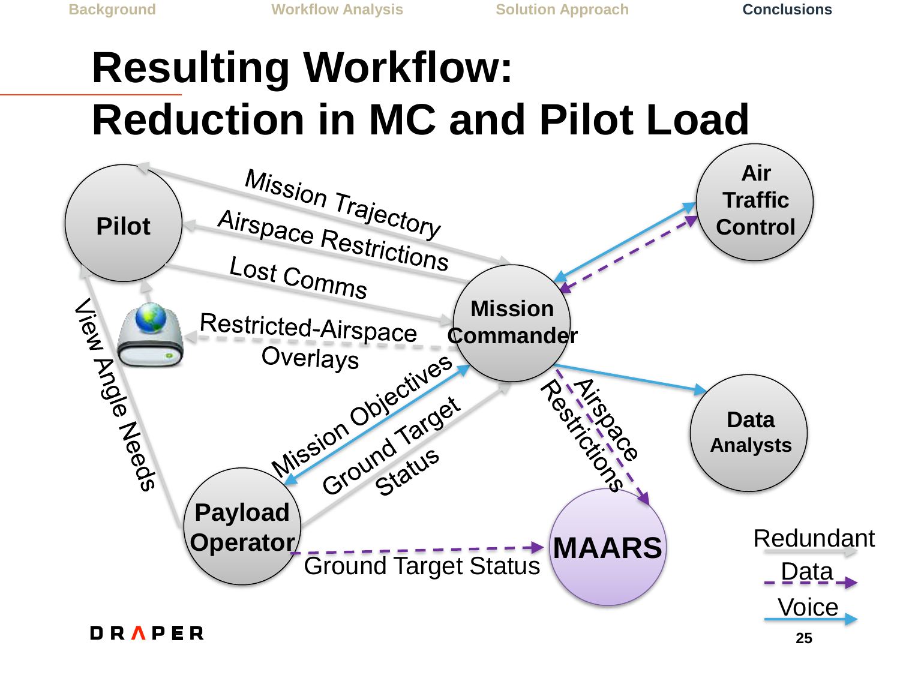# Resulting Workflow: Reduction in MC and Pilot Load

Pilot

Mission Trajectory

Airspace Restrictions

Lost Comms

Air Traffic Control

Mission Commander

Restricted-Airspace Overlays

View Angle Needs

Mission Objectives

Ground Target Status

Airspace Restrictions

Data Analysts

Payload Operator

Ground Target Status

MAARS

Redundant

Data

Voice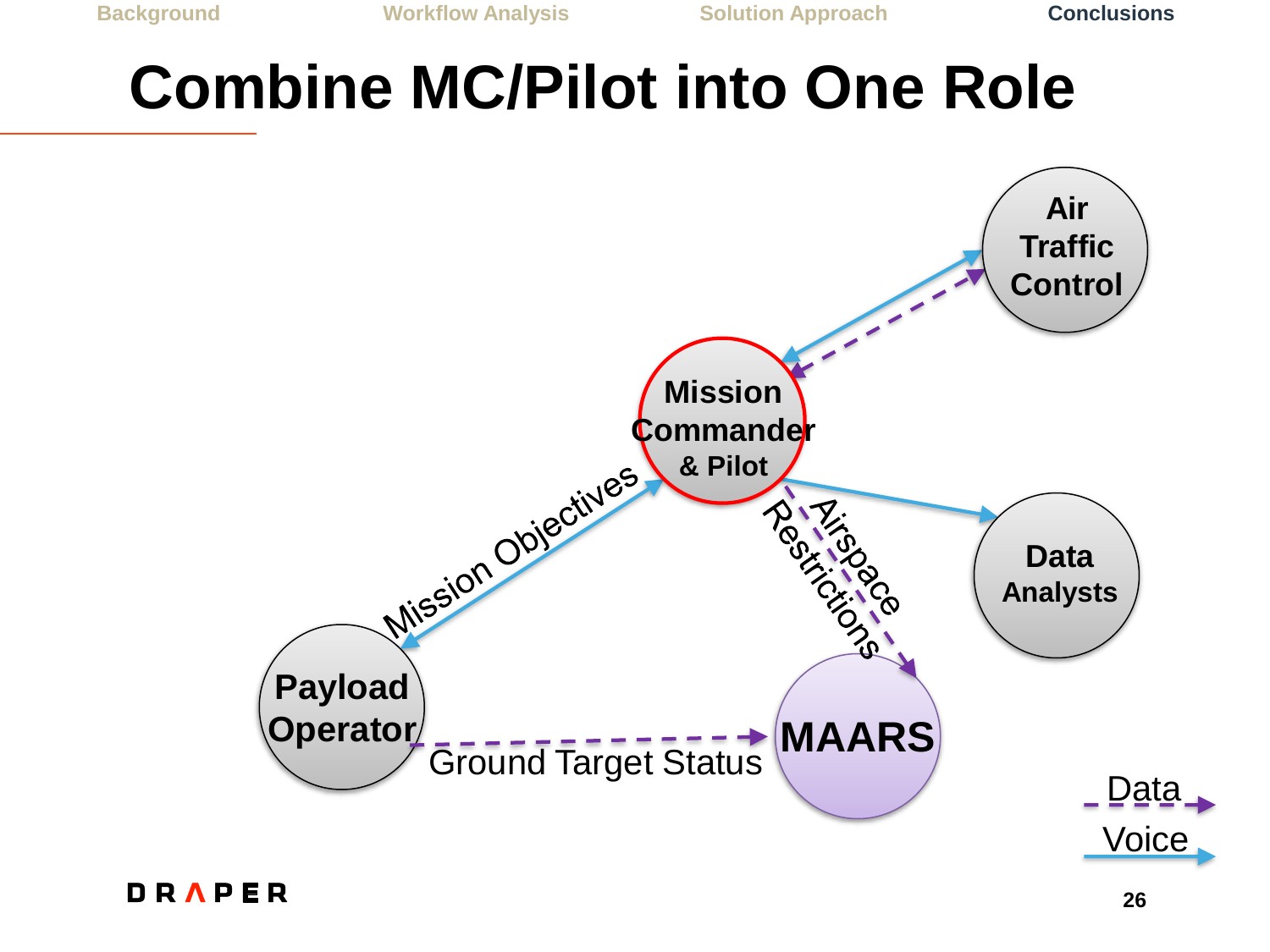# Combine MC/Pilot into One Role

Mission Commander & Pilot

Air Traffic Control

Data Analysts

Payload Operator

MAARS

Mission Objectives

Airspace Restrictions

Ground Target Status

Data

Voice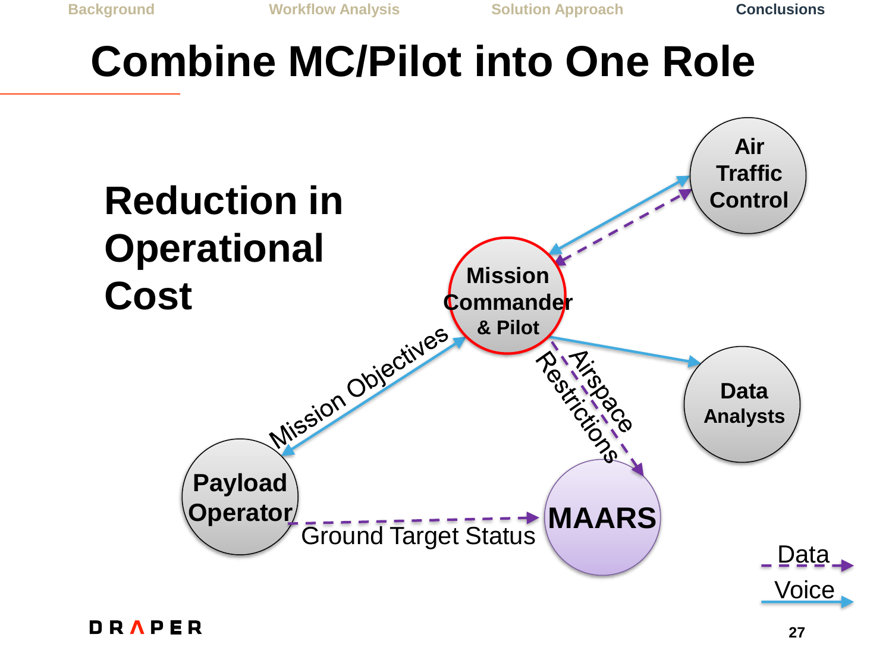# Combine MC/Pilot into One Role

## Reduction in Operational Cost

Mission Commander & Pilot

Air Traffic Control

Data Analysts

Payload Operator

MAARS

Mission Objectives

Airspace Restrictions

Ground Target Status

Data

Voice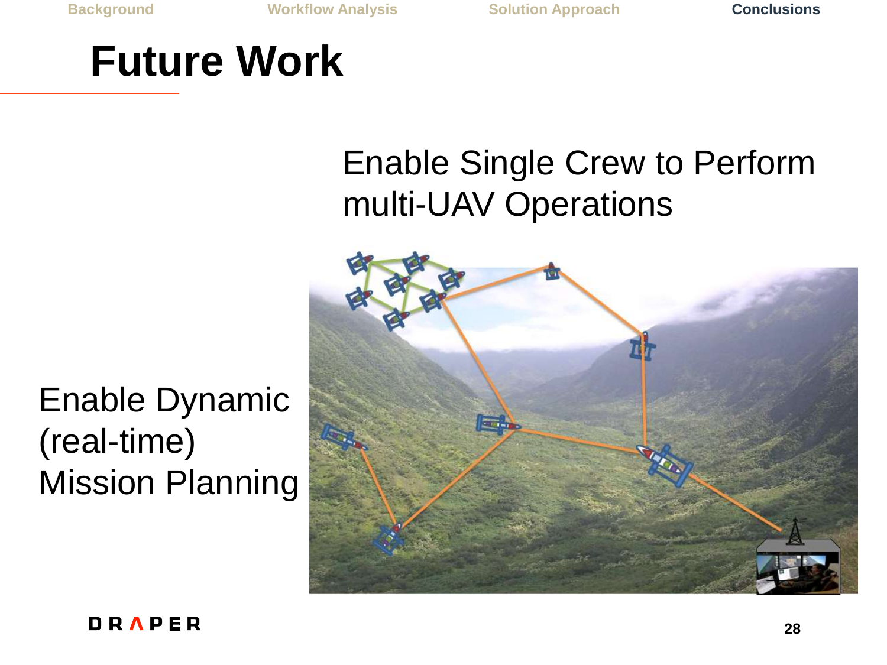# Future Work

Enable Single Crew to Perform multi-UAV Operations

Enable Dynamic (real-time) Mission Planning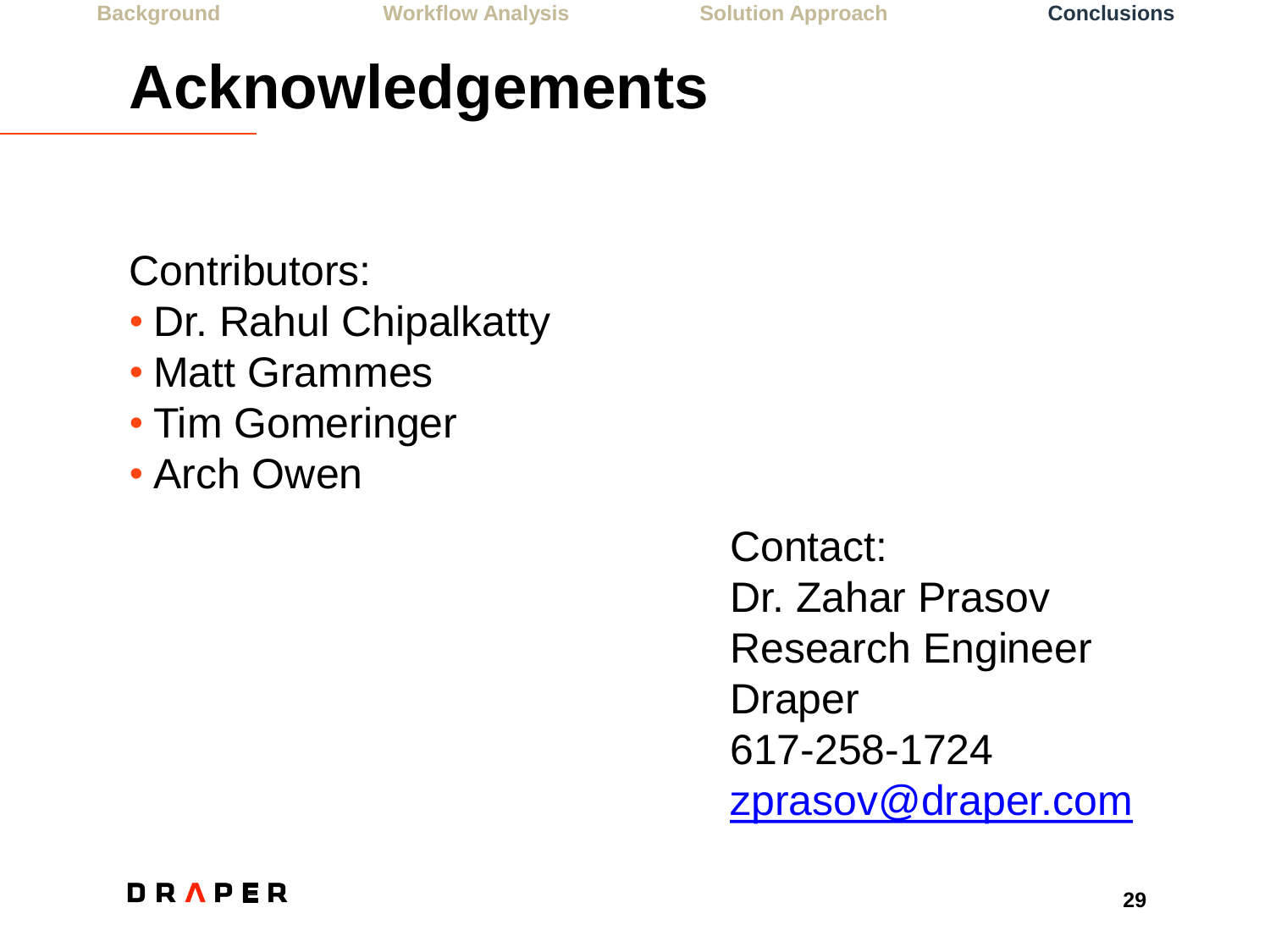# Acknowledgements

Contributors:

- Dr. Rahul Chipalkatty
- Matt Grammes
- Tim Gomeringer
- Arch Owen

Contact:
Dr. Zahar Prasov
Research Engineer
Draper
617-258-1724
zprasov@draper.com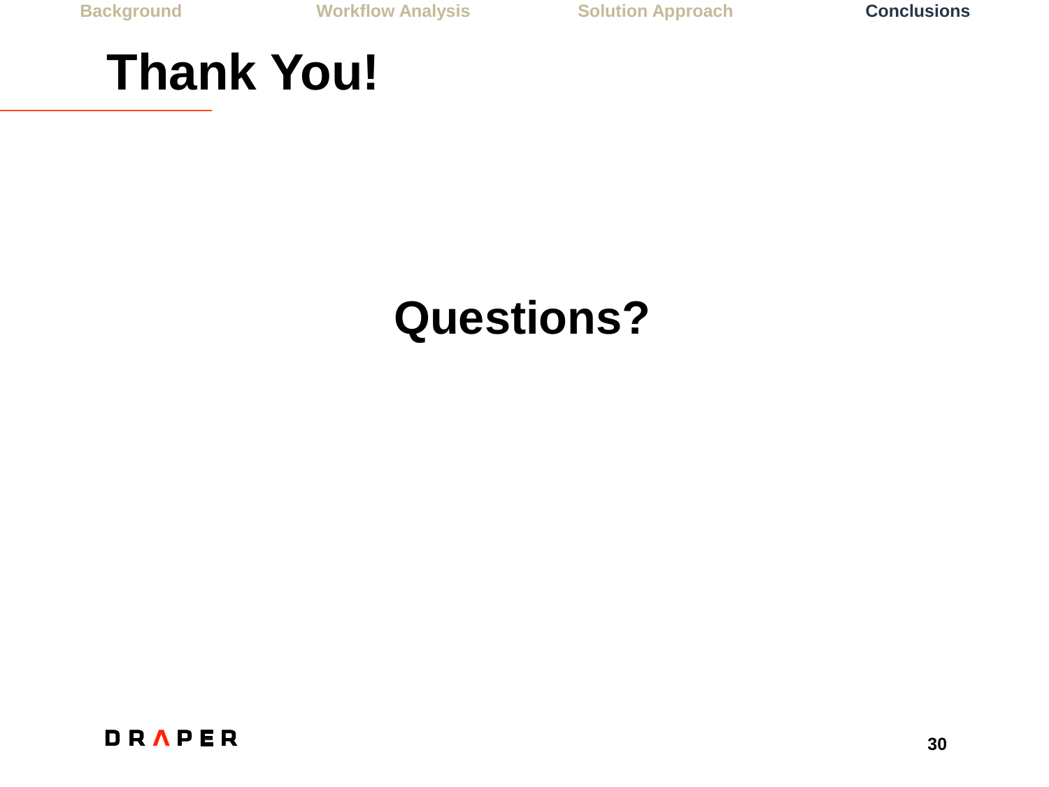# Thank You!

## Questions?